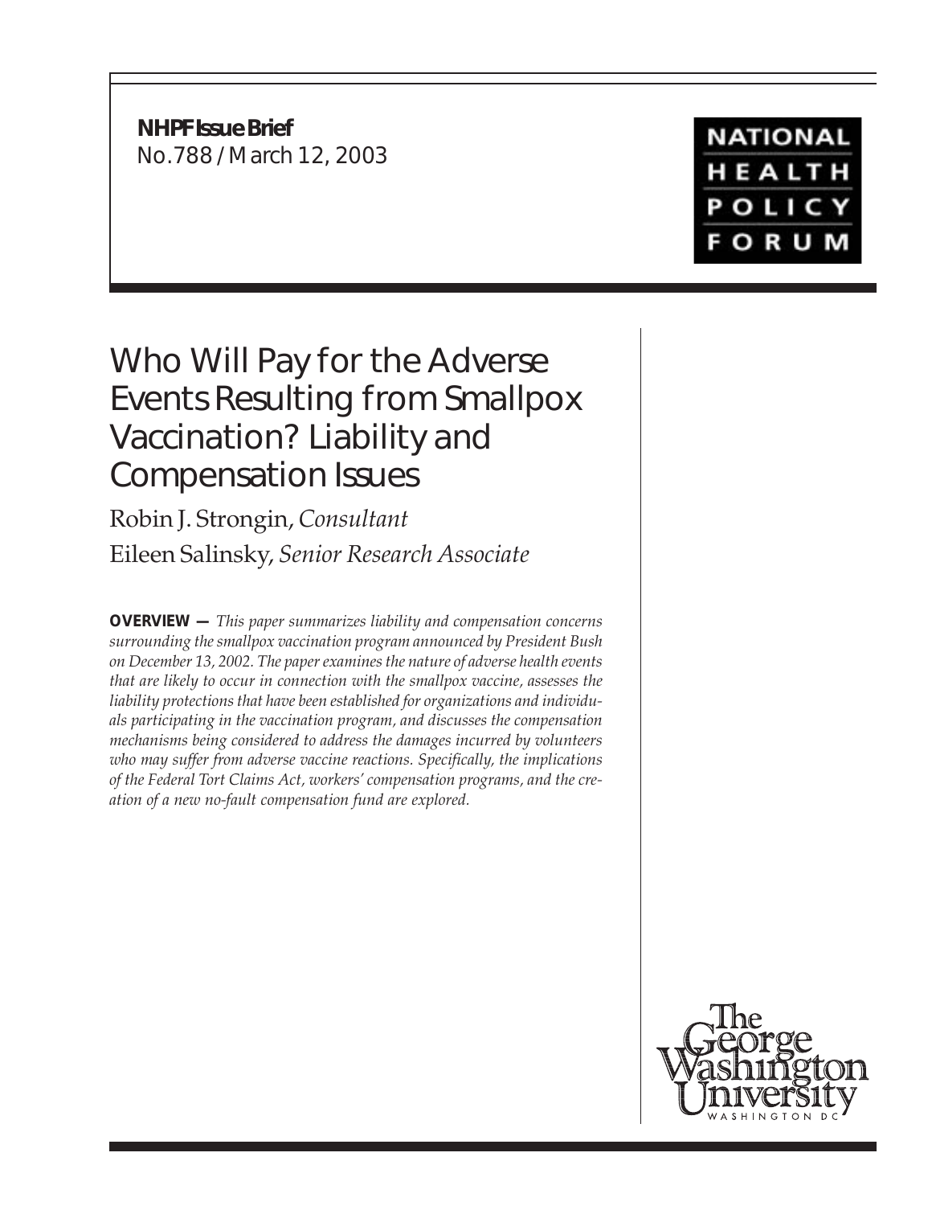**NHPF Issue Brief**
No.788 / March 12, 2003

NATIONAL HEALTH POLICY FORUM

# Who Will Pay for the Adverse Events Resulting from Smallpox Vaccination? Liability and Compensation Issues

Robin J. Strongin, *Consultant*
Eileen Salinsky, *Senior Research Associate*

**OVERVIEW —** *This paper summarizes liability and compensation concerns surrounding the smallpox vaccination program announced by President Bush on December 13, 2002. The paper examines the nature of adverse health events that are likely to occur in connection with the smallpox vaccine, assesses the liability protections that have been established for organizations and individuals participating in the vaccination program, and discusses the compensation mechanisms being considered to address the damages incurred by volunteers who may suffer from adverse vaccine reactions. Specifically, the implications of the Federal Tort Claims Act, workers' compensation programs, and the creation of a new no-fault compensation fund are explored.*

The George Washington University
WASHINGTON DC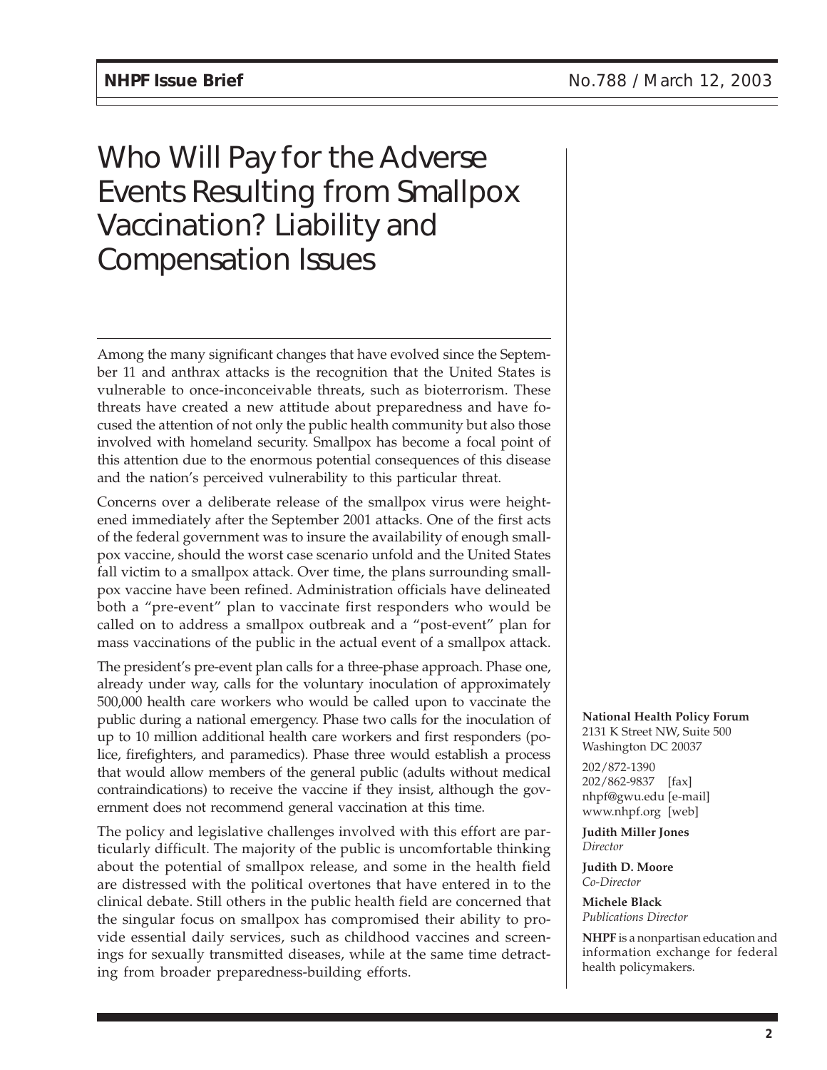# Who Will Pay for the Adverse Events Resulting from Smallpox Vaccination? Liability and Compensation Issues

Among the many significant changes that have evolved since the September 11 and anthrax attacks is the recognition that the United States is vulnerable to once-inconceivable threats, such as bioterrorism. These threats have created a new attitude about preparedness and have focused the attention of not only the public health community but also those involved with homeland security. Smallpox has become a focal point of this attention due to the enormous potential consequences of this disease and the nation's perceived vulnerability to this particular threat.

Concerns over a deliberate release of the smallpox virus were heightened immediately after the September 2001 attacks. One of the first acts of the federal government was to insure the availability of enough smallpox vaccine, should the worst case scenario unfold and the United States fall victim to a smallpox attack. Over time, the plans surrounding smallpox vaccine have been refined. Administration officials have delineated both a "pre-event" plan to vaccinate first responders who would be called on to address a smallpox outbreak and a "post-event" plan for mass vaccinations of the public in the actual event of a smallpox attack.

The president's pre-event plan calls for a three-phase approach. Phase one, already under way, calls for the voluntary inoculation of approximately 500,000 health care workers who would be called upon to vaccinate the public during a national emergency. Phase two calls for the inoculation of up to 10 million additional health care workers and first responders (police, firefighters, and paramedics). Phase three would establish a process that would allow members of the general public (adults without medical contraindications) to receive the vaccine if they insist, although the government does not recommend general vaccination at this time.

The policy and legislative challenges involved with this effort are particularly difficult. The majority of the public is uncomfortable thinking about the potential of smallpox release, and some in the health field are distressed with the political overtones that have entered in to the clinical debate. Still others in the public health field are concerned that the singular focus on smallpox has compromised their ability to provide essential daily services, such as childhood vaccines and screenings for sexually transmitted diseases, while at the same time detracting from broader preparedness-building efforts.

**National Health Policy Forum**
2131 K Street NW, Suite 500
Washington DC 20037

202/872-1390
202/862-9837 [fax]
nhpf@gwu.edu [e-mail]
www.nhpf.org [web]

**Judith Miller Jones**
*Director*

**Judith D. Moore**
*Co-Director*

**Michele Black**
*Publications Director*

**NHPF** is a nonpartisan education and information exchange for federal health policymakers.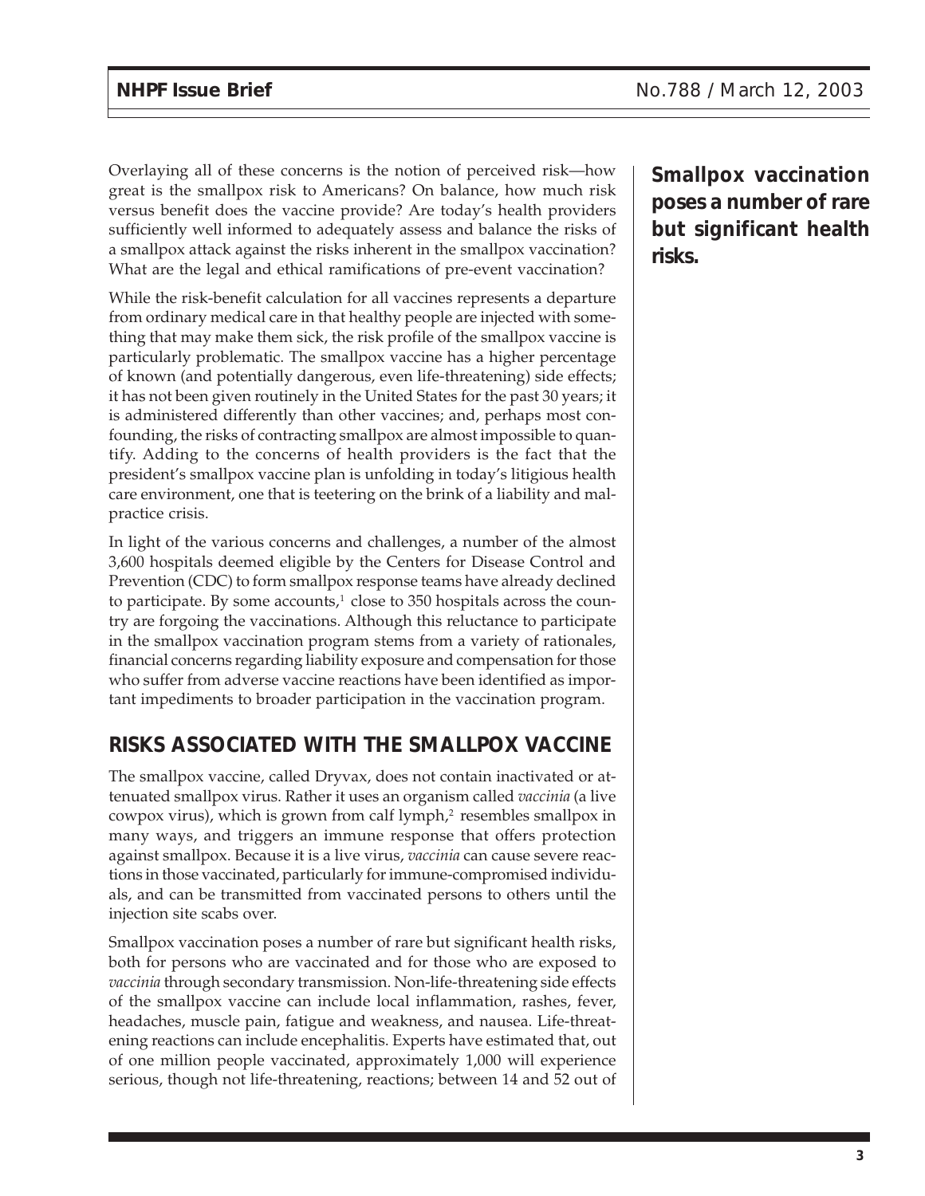Overlaying all of these concerns is the notion of perceived risk—how great is the smallpox risk to Americans? On balance, how much risk versus benefit does the vaccine provide? Are today's health providers sufficiently well informed to adequately assess and balance the risks of a smallpox attack against the risks inherent in the smallpox vaccination? What are the legal and ethical ramifications of pre-event vaccination?

While the risk-benefit calculation for all vaccines represents a departure from ordinary medical care in that healthy people are injected with something that may make them sick, the risk profile of the smallpox vaccine is particularly problematic. The smallpox vaccine has a higher percentage of known (and potentially dangerous, even life-threatening) side effects; it has not been given routinely in the United States for the past 30 years; it is administered differently than other vaccines; and, perhaps most confounding, the risks of contracting smallpox are almost impossible to quantify. Adding to the concerns of health providers is the fact that the president's smallpox vaccine plan is unfolding in today's litigious health care environment, one that is teetering on the brink of a liability and malpractice crisis.

In light of the various concerns and challenges, a number of the almost 3,600 hospitals deemed eligible by the Centers for Disease Control and Prevention (CDC) to form smallpox response teams have already declined to participate. By some accounts,[1] close to 350 hospitals across the country are forgoing the vaccinations. Although this reluctance to participate in the smallpox vaccination program stems from a variety of rationales, financial concerns regarding liability exposure and compensation for those who suffer from adverse vaccine reactions have been identified as important impediments to broader participation in the vaccination program.

**Smallpox vaccination poses a number of rare but significant health risks.**

## RISKS ASSOCIATED WITH THE SMALLPOX VACCINE

The smallpox vaccine, called Dryvax, does not contain inactivated or attenuated smallpox virus. Rather it uses an organism called *vaccinia* (a live cowpox virus), which is grown from calf lymph,[2] resembles smallpox in many ways, and triggers an immune response that offers protection against smallpox. Because it is a live virus, *vaccinia* can cause severe reactions in those vaccinated, particularly for immune-compromised individuals, and can be transmitted from vaccinated persons to others until the injection site scabs over.

Smallpox vaccination poses a number of rare but significant health risks, both for persons who are vaccinated and for those who are exposed to *vaccinia* through secondary transmission. Non-life-threatening side effects of the smallpox vaccine can include local inflammation, rashes, fever, headaches, muscle pain, fatigue and weakness, and nausea. Life-threatening reactions can include encephalitis. Experts have estimated that, out of one million people vaccinated, approximately 1,000 will experience serious, though not life-threatening, reactions; between 14 and 52 out of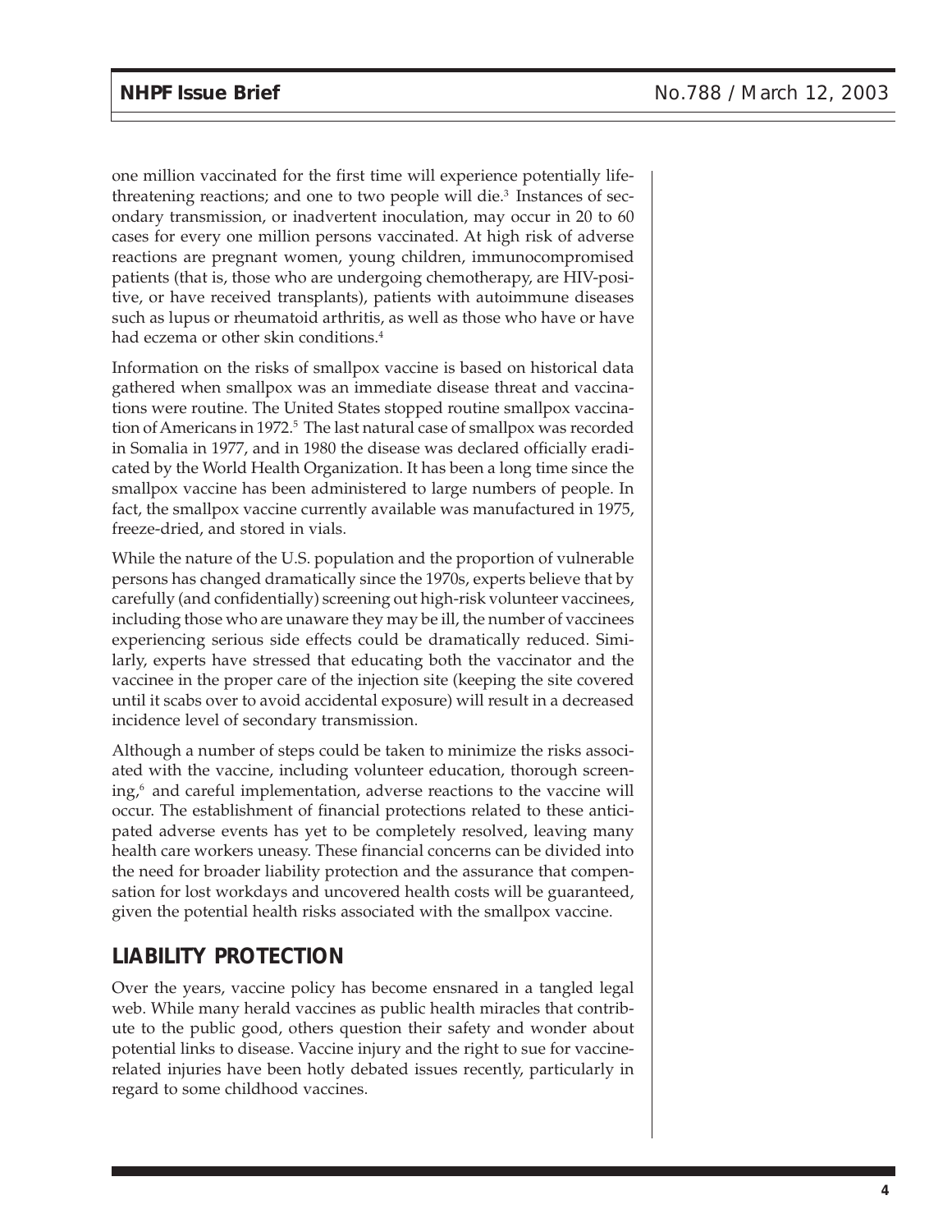one million vaccinated for the first time will experience potentially life-threatening reactions; and one to two people will die.[3] Instances of secondary transmission, or inadvertent inoculation, may occur in 20 to 60 cases for every one million persons vaccinated. At high risk of adverse reactions are pregnant women, young children, immunocompromised patients (that is, those who are undergoing chemotherapy, are HIV-positive, or have received transplants), patients with autoimmune diseases such as lupus or rheumatoid arthritis, as well as those who have or have had eczema or other skin conditions.[4]

Information on the risks of smallpox vaccine is based on historical data gathered when smallpox was an immediate disease threat and vaccinations were routine. The United States stopped routine smallpox vaccination of Americans in 1972.[5] The last natural case of smallpox was recorded in Somalia in 1977, and in 1980 the disease was declared officially eradicated by the World Health Organization. It has been a long time since the smallpox vaccine has been administered to large numbers of people. In fact, the smallpox vaccine currently available was manufactured in 1975, freeze-dried, and stored in vials.

While the nature of the U.S. population and the proportion of vulnerable persons has changed dramatically since the 1970s, experts believe that by carefully (and confidentially) screening out high-risk volunteer vaccinees, including those who are unaware they may be ill, the number of vaccinees experiencing serious side effects could be dramatically reduced. Similarly, experts have stressed that educating both the vaccinator and the vaccinee in the proper care of the injection site (keeping the site covered until it scabs over to avoid accidental exposure) will result in a decreased incidence level of secondary transmission.

Although a number of steps could be taken to minimize the risks associated with the vaccine, including volunteer education, thorough screening,[6] and careful implementation, adverse reactions to the vaccine will occur. The establishment of financial protections related to these anticipated adverse events has yet to be completely resolved, leaving many health care workers uneasy. These financial concerns can be divided into the need for broader liability protection and the assurance that compensation for lost workdays and uncovered health costs will be guaranteed, given the potential health risks associated with the smallpox vaccine.

## LIABILITY PROTECTION

Over the years, vaccine policy has become ensnared in a tangled legal web. While many herald vaccines as public health miracles that contribute to the public good, others question their safety and wonder about potential links to disease. Vaccine injury and the right to sue for vaccine-related injuries have been hotly debated issues recently, particularly in regard to some childhood vaccines.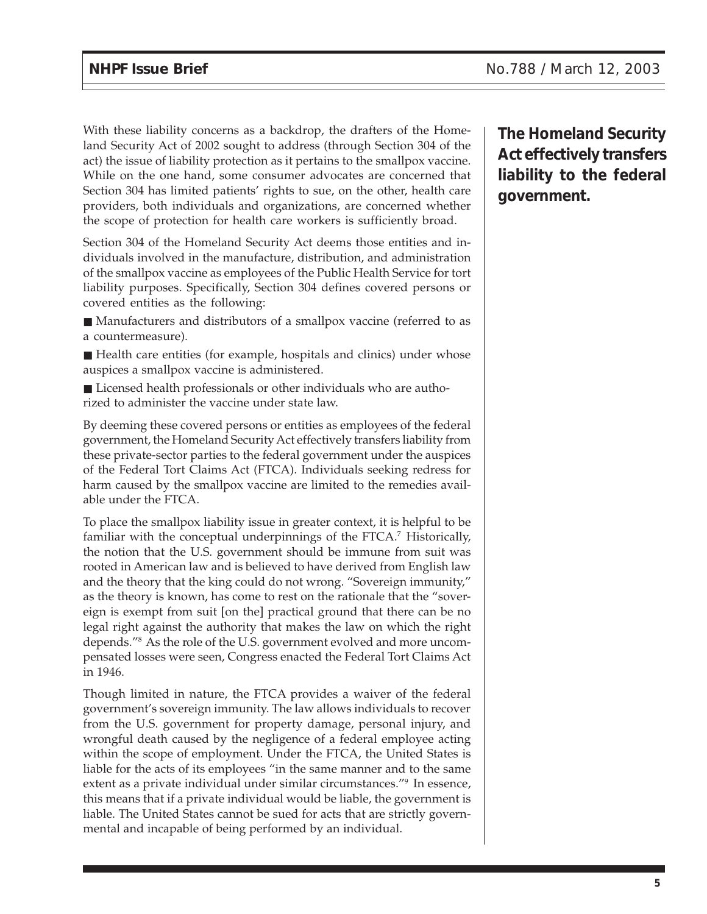With these liability concerns as a backdrop, the drafters of the Homeland Security Act of 2002 sought to address (through Section 304 of the act) the issue of liability protection as it pertains to the smallpox vaccine. While on the one hand, some consumer advocates are concerned that Section 304 has limited patients' rights to sue, on the other, health care providers, both individuals and organizations, are concerned whether the scope of protection for health care workers is sufficiently broad.

**The Homeland Security Act effectively transfers liability to the federal government.**

Section 304 of the Homeland Security Act deems those entities and individuals involved in the manufacture, distribution, and administration of the smallpox vaccine as employees of the Public Health Service for tort liability purposes. Specifically, Section 304 defines covered persons or covered entities as the following:

- Manufacturers and distributors of a smallpox vaccine (referred to as a countermeasure).
- Health care entities (for example, hospitals and clinics) under whose auspices a smallpox vaccine is administered.
- Licensed health professionals or other individuals who are authorized to administer the vaccine under state law.

By deeming these covered persons or entities as employees of the federal government, the Homeland Security Act effectively transfers liability from these private-sector parties to the federal government under the auspices of the Federal Tort Claims Act (FTCA). Individuals seeking redress for harm caused by the smallpox vaccine are limited to the remedies available under the FTCA.

To place the smallpox liability issue in greater context, it is helpful to be familiar with the conceptual underpinnings of the FTCA.[7] Historically, the notion that the U.S. government should be immune from suit was rooted in American law and is believed to have derived from English law and the theory that the king could do not wrong. "Sovereign immunity," as the theory is known, has come to rest on the rationale that the "sovereign is exempt from suit [on the] practical ground that there can be no legal right against the authority that makes the law on which the right depends."[8] As the role of the U.S. government evolved and more uncompensated losses were seen, Congress enacted the Federal Tort Claims Act in 1946.

Though limited in nature, the FTCA provides a waiver of the federal government's sovereign immunity. The law allows individuals to recover from the U.S. government for property damage, personal injury, and wrongful death caused by the negligence of a federal employee acting within the scope of employment. Under the FTCA, the United States is liable for the acts of its employees "in the same manner and to the same extent as a private individual under similar circumstances."[9] In essence, this means that if a private individual would be liable, the government is liable. The United States cannot be sued for acts that are strictly governmental and incapable of being performed by an individual.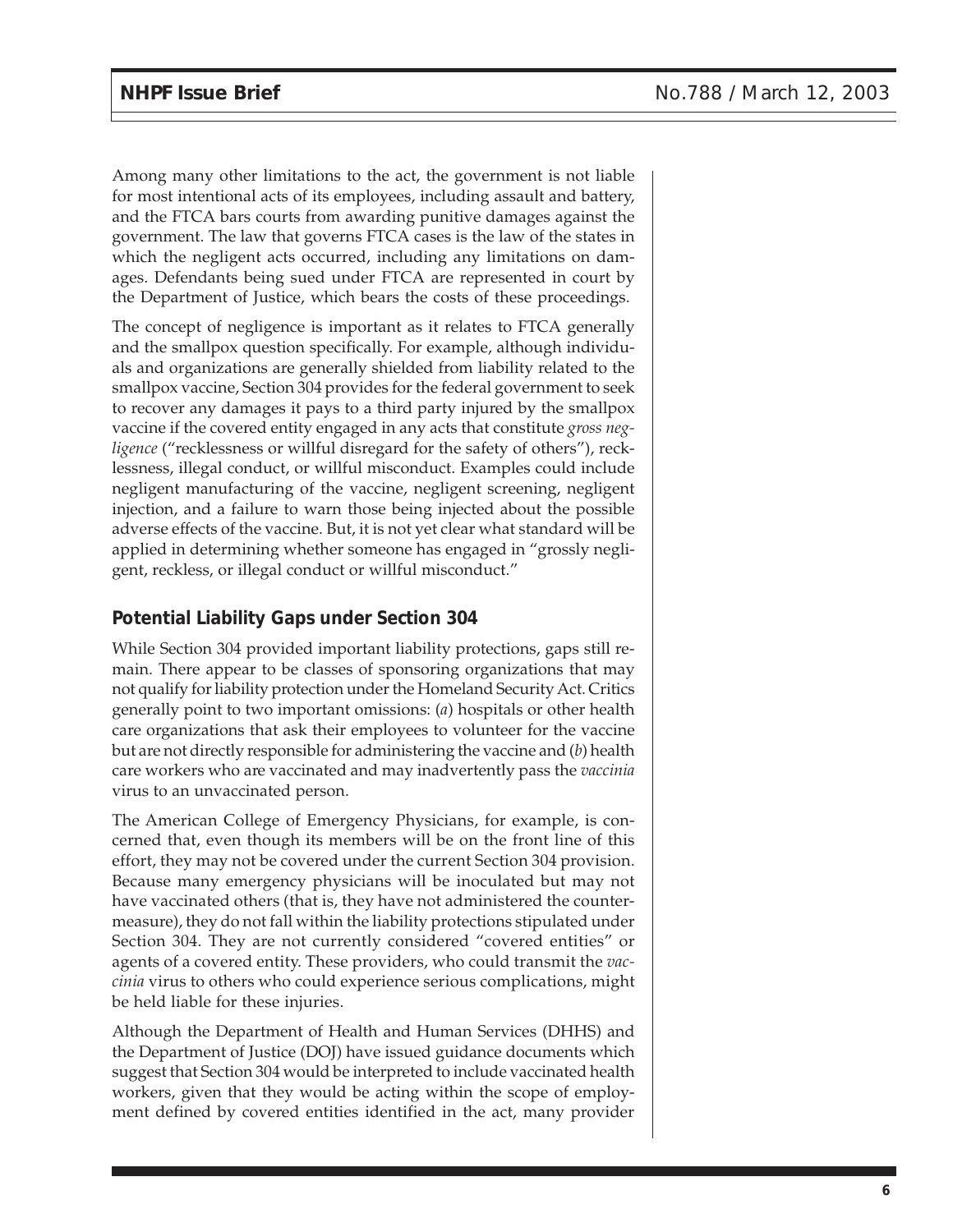Among many other limitations to the act, the government is not liable for most intentional acts of its employees, including assault and battery, and the FTCA bars courts from awarding punitive damages against the government. The law that governs FTCA cases is the law of the states in which the negligent acts occurred, including any limitations on damages. Defendants being sued under FTCA are represented in court by the Department of Justice, which bears the costs of these proceedings.

The concept of negligence is important as it relates to FTCA generally and the smallpox question specifically. For example, although individuals and organizations are generally shielded from liability related to the smallpox vaccine, Section 304 provides for the federal government to seek to recover any damages it pays to a third party injured by the smallpox vaccine if the covered entity engaged in any acts that constitute *gross negligence* ("recklessness or willful disregard for the safety of others"), recklessness, illegal conduct, or willful misconduct. Examples could include negligent manufacturing of the vaccine, negligent screening, negligent injection, and a failure to warn those being injected about the possible adverse effects of the vaccine. But, it is not yet clear what standard will be applied in determining whether someone has engaged in "grossly negligent, reckless, or illegal conduct or willful misconduct."

## Potential Liability Gaps under Section 304

While Section 304 provided important liability protections, gaps still remain. There appear to be classes of sponsoring organizations that may not qualify for liability protection under the Homeland Security Act. Critics generally point to two important omissions: (*a*) hospitals or other health care organizations that ask their employees to volunteer for the vaccine but are not directly responsible for administering the vaccine and (*b*) health care workers who are vaccinated and may inadvertently pass the *vaccinia* virus to an unvaccinated person.

The American College of Emergency Physicians, for example, is concerned that, even though its members will be on the front line of this effort, they may not be covered under the current Section 304 provision. Because many emergency physicians will be inoculated but may not have vaccinated others (that is, they have not administered the countermeasure), they do not fall within the liability protections stipulated under Section 304. They are not currently considered "covered entities" or agents of a covered entity. These providers, who could transmit the *vaccinia* virus to others who could experience serious complications, might be held liable for these injuries.

Although the Department of Health and Human Services (DHHS) and the Department of Justice (DOJ) have issued guidance documents which suggest that Section 304 would be interpreted to include vaccinated health workers, given that they would be acting within the scope of employment defined by covered entities identified in the act, many provider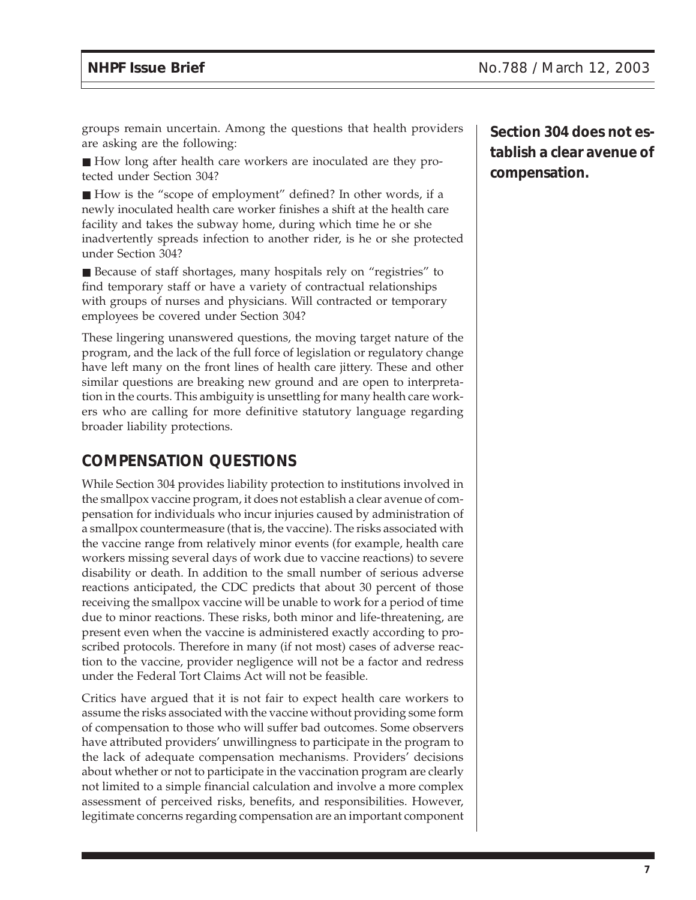groups remain uncertain. Among the questions that health providers are asking are the following:

- How long after health care workers are inoculated are they protected under Section 304?
- How is the "scope of employment" defined? In other words, if a newly inoculated health care worker finishes a shift at the health care facility and takes the subway home, during which time he or she inadvertently spreads infection to another rider, is he or she protected under Section 304?
- Because of staff shortages, many hospitals rely on "registries" to find temporary staff or have a variety of contractual relationships with groups of nurses and physicians. Will contracted or temporary employees be covered under Section 304?

These lingering unanswered questions, the moving target nature of the program, and the lack of the full force of legislation or regulatory change have left many on the front lines of health care jittery. These and other similar questions are breaking new ground and are open to interpretation in the courts. This ambiguity is unsettling for many health care workers who are calling for more definitive statutory language regarding broader liability protections.

## COMPENSATION QUESTIONS

**Section 304 does not establish a clear avenue of compensation.**

While Section 304 provides liability protection to institutions involved in the smallpox vaccine program, it does not establish a clear avenue of compensation for individuals who incur injuries caused by administration of a smallpox countermeasure (that is, the vaccine). The risks associated with the vaccine range from relatively minor events (for example, health care workers missing several days of work due to vaccine reactions) to severe disability or death. In addition to the small number of serious adverse reactions anticipated, the CDC predicts that about 30 percent of those receiving the smallpox vaccine will be unable to work for a period of time due to minor reactions. These risks, both minor and life-threatening, are present even when the vaccine is administered exactly according to proscribed protocols. Therefore in many (if not most) cases of adverse reaction to the vaccine, provider negligence will not be a factor and redress under the Federal Tort Claims Act will not be feasible.

Critics have argued that it is not fair to expect health care workers to assume the risks associated with the vaccine without providing some form of compensation to those who will suffer bad outcomes. Some observers have attributed providers' unwillingness to participate in the program to the lack of adequate compensation mechanisms. Providers' decisions about whether or not to participate in the vaccination program are clearly not limited to a simple financial calculation and involve a more complex assessment of perceived risks, benefits, and responsibilities. However, legitimate concerns regarding compensation are an important component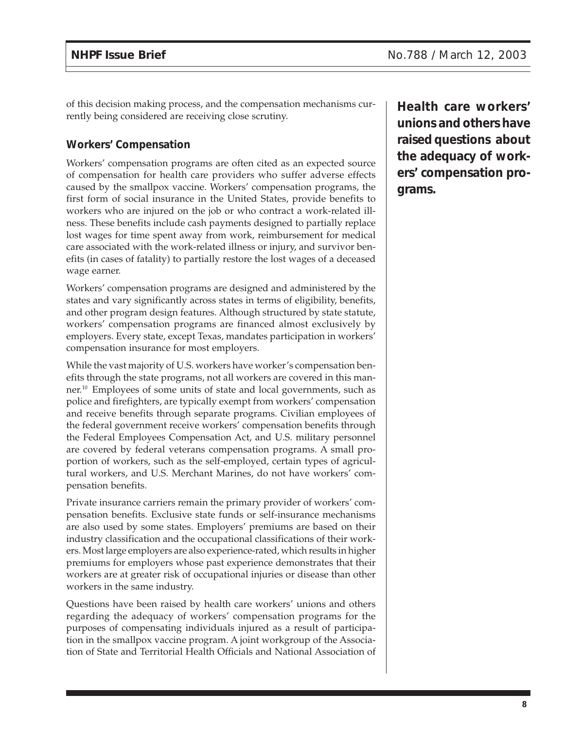of this decision making process, and the compensation mechanisms currently being considered are receiving close scrutiny.

### Workers' Compensation

Workers' compensation programs are often cited as an expected source of compensation for health care providers who suffer adverse effects caused by the smallpox vaccine. Workers' compensation programs, the first form of social insurance in the United States, provide benefits to workers who are injured on the job or who contract a work-related illness. These benefits include cash payments designed to partially replace lost wages for time spent away from work, reimbursement for medical care associated with the work-related illness or injury, and survivor benefits (in cases of fatality) to partially restore the lost wages of a deceased wage earner.

Workers' compensation programs are designed and administered by the states and vary significantly across states in terms of eligibility, benefits, and other program design features. Although structured by state statute, workers' compensation programs are financed almost exclusively by employers. Every state, except Texas, mandates participation in workers' compensation insurance for most employers.

While the vast majority of U.S. workers have worker's compensation benefits through the state programs, not all workers are covered in this manner.[10] Employees of some units of state and local governments, such as police and firefighters, are typically exempt from workers' compensation and receive benefits through separate programs. Civilian employees of the federal government receive workers' compensation benefits through the Federal Employees Compensation Act, and U.S. military personnel are covered by federal veterans compensation programs. A small proportion of workers, such as the self-employed, certain types of agricultural workers, and U.S. Merchant Marines, do not have workers' compensation benefits.

Private insurance carriers remain the primary provider of workers' compensation benefits. Exclusive state funds or self-insurance mechanisms are also used by some states. Employers' premiums are based on their industry classification and the occupational classifications of their workers. Most large employers are also experience-rated, which results in higher premiums for employers whose past experience demonstrates that their workers are at greater risk of occupational injuries or disease than other workers in the same industry.

Questions have been raised by health care workers' unions and others regarding the adequacy of workers' compensation programs for the purposes of compensating individuals injured as a result of participation in the smallpox vaccine program. A joint workgroup of the Association of State and Territorial Health Officials and National Association of

**Health care workers' unions and others have raised questions about the adequacy of workers' compensation programs.**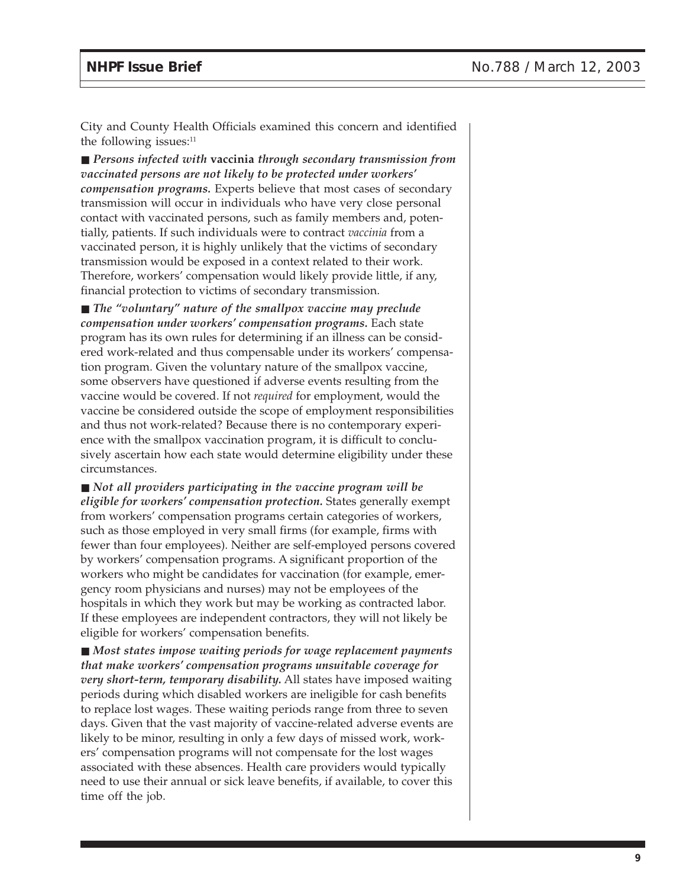City and County Health Officials examined this concern and identified the following issues:[11]

■ ***Persons infected with* vaccinia *through secondary transmission from vaccinated persons are not likely to be protected under workers' compensation programs.*** Experts believe that most cases of secondary transmission will occur in individuals who have very close personal contact with vaccinated persons, such as family members and, potentially, patients. If such individuals were to contract *vaccinia* from a vaccinated person, it is highly unlikely that the victims of secondary transmission would be exposed in a context related to their work. Therefore, workers' compensation would likely provide little, if any, financial protection to victims of secondary transmission.

■ ***The "voluntary" nature of the smallpox vaccine may preclude compensation under workers' compensation programs.*** Each state program has its own rules for determining if an illness can be considered work-related and thus compensable under its workers' compensation program. Given the voluntary nature of the smallpox vaccine, some observers have questioned if adverse events resulting from the vaccine would be covered. If not *required* for employment, would the vaccine be considered outside the scope of employment responsibilities and thus not work-related? Because there is no contemporary experience with the smallpox vaccination program, it is difficult to conclusively ascertain how each state would determine eligibility under these circumstances.

■ ***Not all providers participating in the vaccine program will be eligible for workers' compensation protection.*** States generally exempt from workers' compensation programs certain categories of workers, such as those employed in very small firms (for example, firms with fewer than four employees). Neither are self-employed persons covered by workers' compensation programs. A significant proportion of the workers who might be candidates for vaccination (for example, emergency room physicians and nurses) may not be employees of the hospitals in which they work but may be working as contracted labor. If these employees are independent contractors, they will not likely be eligible for workers' compensation benefits.

■ ***Most states impose waiting periods for wage replacement payments that make workers' compensation programs unsuitable coverage for very short-term, temporary disability.*** All states have imposed waiting periods during which disabled workers are ineligible for cash benefits to replace lost wages. These waiting periods range from three to seven days. Given that the vast majority of vaccine-related adverse events are likely to be minor, resulting in only a few days of missed work, workers' compensation programs will not compensate for the lost wages associated with these absences. Health care providers would typically need to use their annual or sick leave benefits, if available, to cover this time off the job.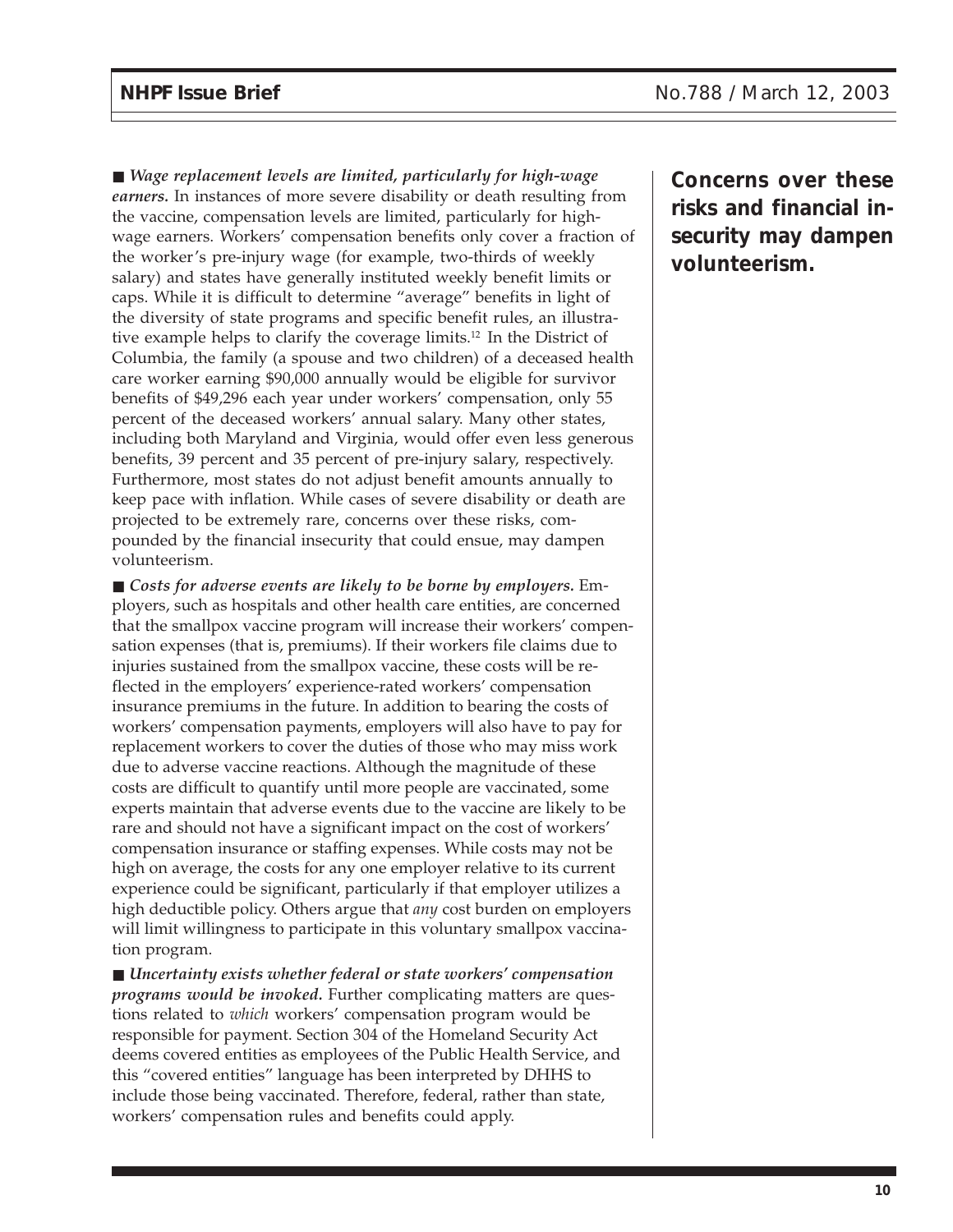■ ***Wage replacement levels are limited, particularly for high-wage earners.*** In instances of more severe disability or death resulting from the vaccine, compensation levels are limited, particularly for high-wage earners. Workers' compensation benefits only cover a fraction of the worker's pre-injury wage (for example, two-thirds of weekly salary) and states have generally instituted weekly benefit limits or caps. While it is difficult to determine "average" benefits in light of the diversity of state programs and specific benefit rules, an illustrative example helps to clarify the coverage limits.[12] In the District of Columbia, the family (a spouse and two children) of a deceased health care worker earning $90,000 annually would be eligible for survivor benefits of $49,296 each year under workers' compensation, only 55 percent of the deceased workers' annual salary. Many other states, including both Maryland and Virginia, would offer even less generous benefits, 39 percent and 35 percent of pre-injury salary, respectively. Furthermore, most states do not adjust benefit amounts annually to keep pace with inflation. While cases of severe disability or death are projected to be extremely rare, concerns over these risks, compounded by the financial insecurity that could ensue, may dampen volunteerism.

**Concerns over these risks and financial insecurity may dampen volunteerism.**

■ ***Costs for adverse events are likely to be borne by employers.*** Employers, such as hospitals and other health care entities, are concerned that the smallpox vaccine program will increase their workers' compensation expenses (that is, premiums). If their workers file claims due to injuries sustained from the smallpox vaccine, these costs will be reflected in the employers' experience-rated workers' compensation insurance premiums in the future. In addition to bearing the costs of workers' compensation payments, employers will also have to pay for replacement workers to cover the duties of those who may miss work due to adverse vaccine reactions. Although the magnitude of these costs are difficult to quantify until more people are vaccinated, some experts maintain that adverse events due to the vaccine are likely to be rare and should not have a significant impact on the cost of workers' compensation insurance or staffing expenses. While costs may not be high on average, the costs for any one employer relative to its current experience could be significant, particularly if that employer utilizes a high deductible policy. Others argue that *any* cost burden on employers will limit willingness to participate in this voluntary smallpox vaccination program.

■ ***Uncertainty exists whether federal or state workers' compensation programs would be invoked.*** Further complicating matters are questions related to *which* workers' compensation program would be responsible for payment. Section 304 of the Homeland Security Act deems covered entities as employees of the Public Health Service, and this "covered entities" language has been interpreted by DHHS to include those being vaccinated. Therefore, federal, rather than state, workers' compensation rules and benefits could apply.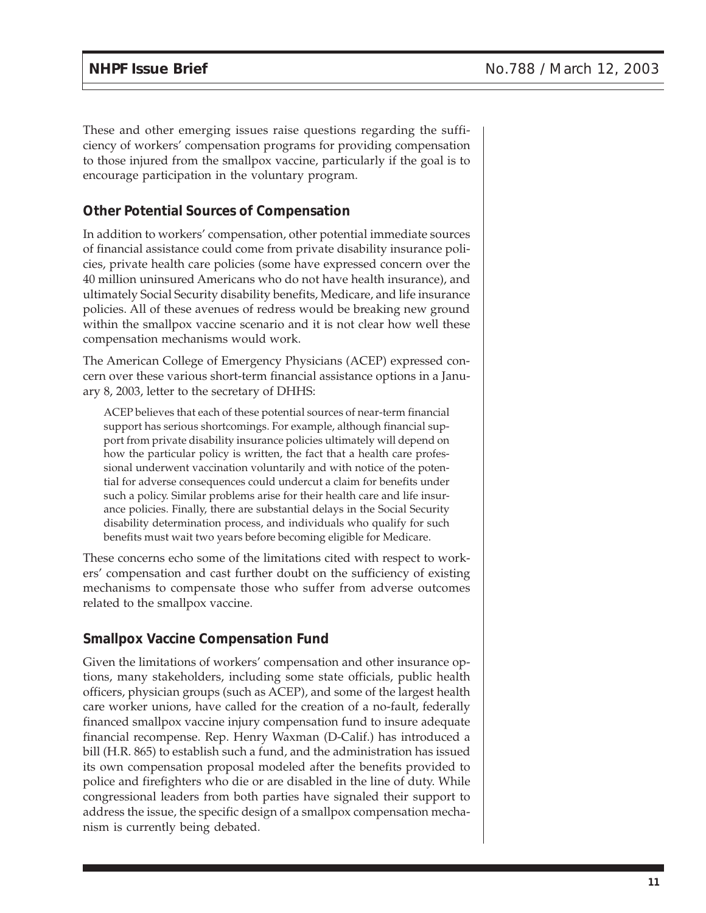These and other emerging issues raise questions regarding the sufficiency of workers' compensation programs for providing compensation to those injured from the smallpox vaccine, particularly if the goal is to encourage participation in the voluntary program.

### Other Potential Sources of Compensation

In addition to workers' compensation, other potential immediate sources of financial assistance could come from private disability insurance policies, private health care policies (some have expressed concern over the 40 million uninsured Americans who do not have health insurance), and ultimately Social Security disability benefits, Medicare, and life insurance policies. All of these avenues of redress would be breaking new ground within the smallpox vaccine scenario and it is not clear how well these compensation mechanisms would work.

The American College of Emergency Physicians (ACEP) expressed concern over these various short-term financial assistance options in a January 8, 2003, letter to the secretary of DHHS:

> ACEP believes that each of these potential sources of near-term financial support has serious shortcomings. For example, although financial support from private disability insurance policies ultimately will depend on how the particular policy is written, the fact that a health care professional underwent vaccination voluntarily and with notice of the potential for adverse consequences could undercut a claim for benefits under such a policy. Similar problems arise for their health care and life insurance policies. Finally, there are substantial delays in the Social Security disability determination process, and individuals who qualify for such benefits must wait two years before becoming eligible for Medicare.

These concerns echo some of the limitations cited with respect to workers' compensation and cast further doubt on the sufficiency of existing mechanisms to compensate those who suffer from adverse outcomes related to the smallpox vaccine.

### Smallpox Vaccine Compensation Fund

Given the limitations of workers' compensation and other insurance options, many stakeholders, including some state officials, public health officers, physician groups (such as ACEP), and some of the largest health care worker unions, have called for the creation of a no-fault, federally financed smallpox vaccine injury compensation fund to insure adequate financial recompense. Rep. Henry Waxman (D-Calif.) has introduced a bill (H.R. 865) to establish such a fund, and the administration has issued its own compensation proposal modeled after the benefits provided to police and firefighters who die or are disabled in the line of duty. While congressional leaders from both parties have signaled their support to address the issue, the specific design of a smallpox compensation mechanism is currently being debated.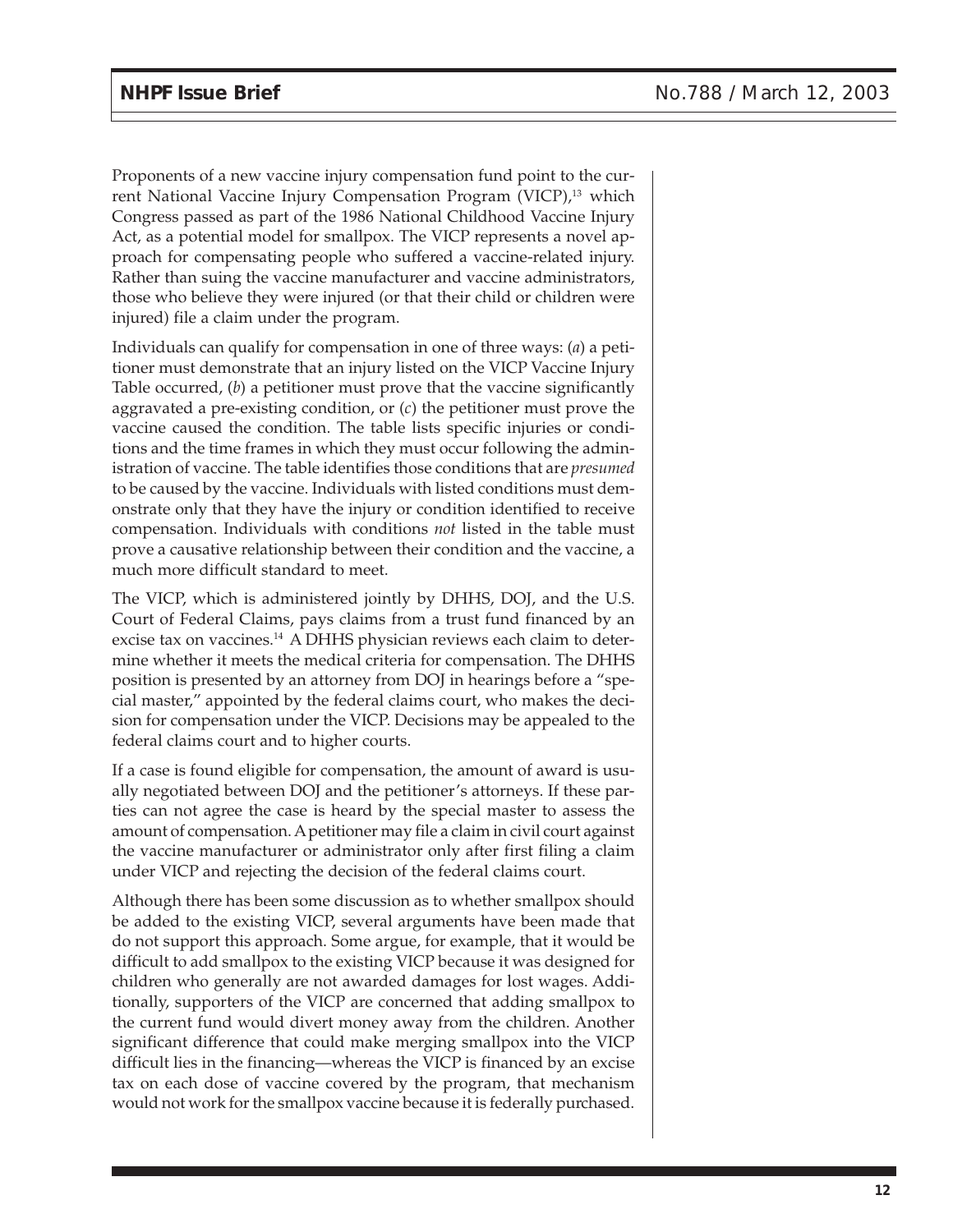Proponents of a new vaccine injury compensation fund point to the current National Vaccine Injury Compensation Program (VICP),[13] which Congress passed as part of the 1986 National Childhood Vaccine Injury Act, as a potential model for smallpox. The VICP represents a novel approach for compensating people who suffered a vaccine-related injury. Rather than suing the vaccine manufacturer and vaccine administrators, those who believe they were injured (or that their child or children were injured) file a claim under the program.

Individuals can qualify for compensation in one of three ways: (*a*) a petitioner must demonstrate that an injury listed on the VICP Vaccine Injury Table occurred, (*b*) a petitioner must prove that the vaccine significantly aggravated a pre-existing condition, or (*c*) the petitioner must prove the vaccine caused the condition. The table lists specific injuries or conditions and the time frames in which they must occur following the administration of vaccine. The table identifies those conditions that are *presumed* to be caused by the vaccine. Individuals with listed conditions must demonstrate only that they have the injury or condition identified to receive compensation. Individuals with conditions *not* listed in the table must prove a causative relationship between their condition and the vaccine, a much more difficult standard to meet.

The VICP, which is administered jointly by DHHS, DOJ, and the U.S. Court of Federal Claims, pays claims from a trust fund financed by an excise tax on vaccines.[14] A DHHS physician reviews each claim to determine whether it meets the medical criteria for compensation. The DHHS position is presented by an attorney from DOJ in hearings before a "special master," appointed by the federal claims court, who makes the decision for compensation under the VICP. Decisions may be appealed to the federal claims court and to higher courts.

If a case is found eligible for compensation, the amount of award is usually negotiated between DOJ and the petitioner's attorneys. If these parties can not agree the case is heard by the special master to assess the amount of compensation. A petitioner may file a claim in civil court against the vaccine manufacturer or administrator only after first filing a claim under VICP and rejecting the decision of the federal claims court.

Although there has been some discussion as to whether smallpox should be added to the existing VICP, several arguments have been made that do not support this approach. Some argue, for example, that it would be difficult to add smallpox to the existing VICP because it was designed for children who generally are not awarded damages for lost wages. Additionally, supporters of the VICP are concerned that adding smallpox to the current fund would divert money away from the children. Another significant difference that could make merging smallpox into the VICP difficult lies in the financing—whereas the VICP is financed by an excise tax on each dose of vaccine covered by the program, that mechanism would not work for the smallpox vaccine because it is federally purchased.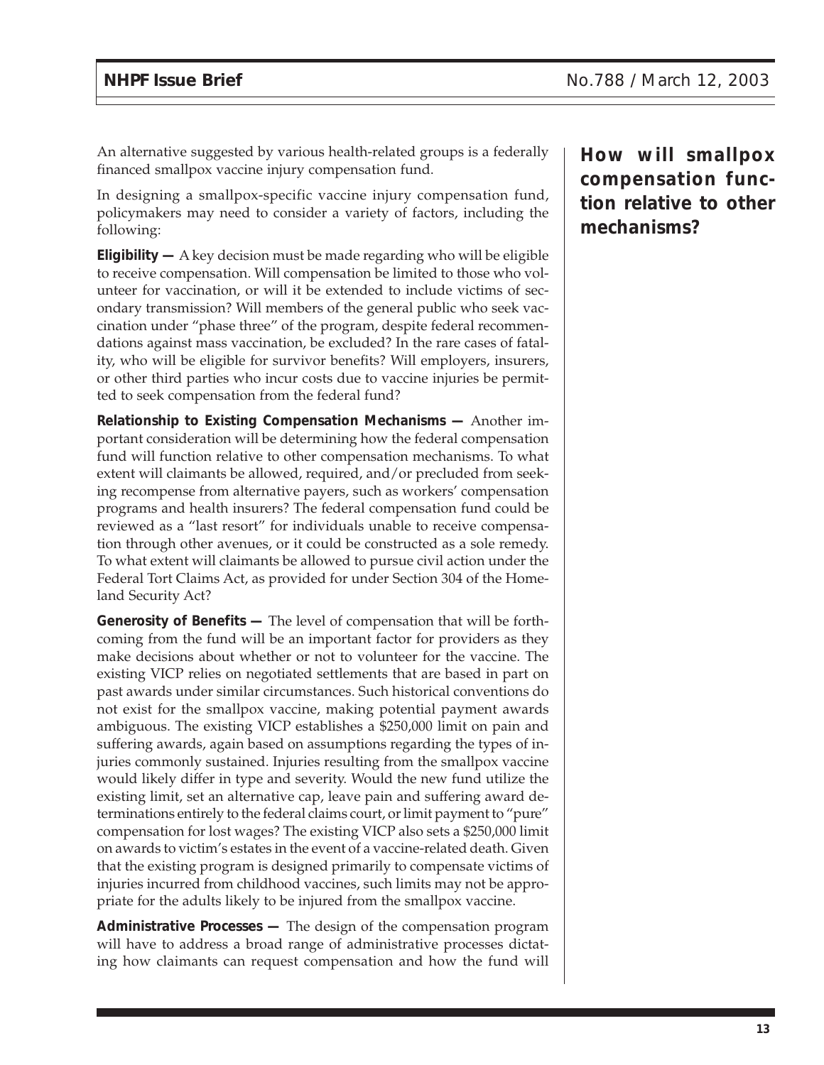An alternative suggested by various health-related groups is a federally financed smallpox vaccine injury compensation fund.

In designing a smallpox-specific vaccine injury compensation fund, policymakers may need to consider a variety of factors, including the following:

**Eligibility —** A key decision must be made regarding who will be eligible to receive compensation. Will compensation be limited to those who volunteer for vaccination, or will it be extended to include victims of secondary transmission? Will members of the general public who seek vaccination under "phase three" of the program, despite federal recommendations against mass vaccination, be excluded? In the rare cases of fatality, who will be eligible for survivor benefits? Will employers, insurers, or other third parties who incur costs due to vaccine injuries be permitted to seek compensation from the federal fund?

### How will smallpox compensation function relative to other mechanisms?

**Relationship to Existing Compensation Mechanisms —** Another important consideration will be determining how the federal compensation fund will function relative to other compensation mechanisms. To what extent will claimants be allowed, required, and/or precluded from seeking recompense from alternative payers, such as workers' compensation programs and health insurers? The federal compensation fund could be reviewed as a "last resort" for individuals unable to receive compensation through other avenues, or it could be constructed as a sole remedy. To what extent will claimants be allowed to pursue civil action under the Federal Tort Claims Act, as provided for under Section 304 of the Homeland Security Act?

**Generosity of Benefits —** The level of compensation that will be forthcoming from the fund will be an important factor for providers as they make decisions about whether or not to volunteer for the vaccine. The existing VICP relies on negotiated settlements that are based in part on past awards under similar circumstances. Such historical conventions do not exist for the smallpox vaccine, making potential payment awards ambiguous. The existing VICP establishes a $250,000 limit on pain and suffering awards, again based on assumptions regarding the types of injuries commonly sustained. Injuries resulting from the smallpox vaccine would likely differ in type and severity. Would the new fund utilize the existing limit, set an alternative cap, leave pain and suffering award determinations entirely to the federal claims court, or limit payment to "pure" compensation for lost wages? The existing VICP also sets a $250,000 limit on awards to victim's estates in the event of a vaccine-related death. Given that the existing program is designed primarily to compensate victims of injuries incurred from childhood vaccines, such limits may not be appropriate for the adults likely to be injured from the smallpox vaccine.

**Administrative Processes —** The design of the compensation program will have to address a broad range of administrative processes dictating how claimants can request compensation and how the fund will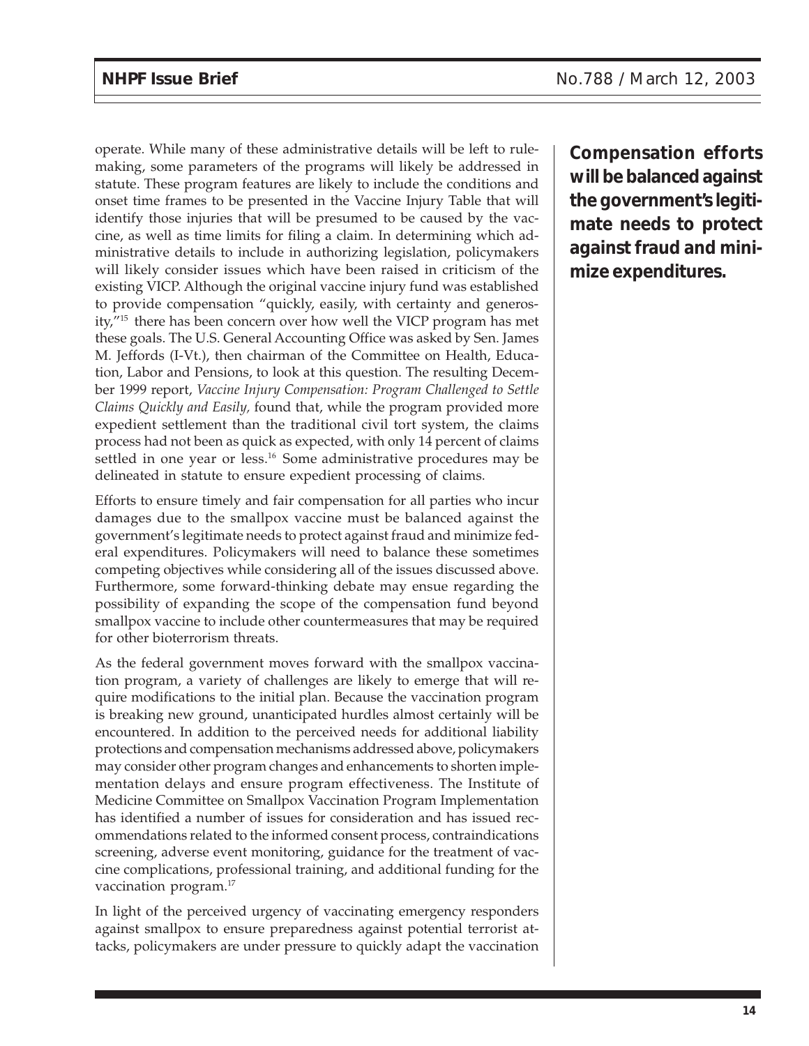operate. While many of these administrative details will be left to rulemaking, some parameters of the programs will likely be addressed in statute. These program features are likely to include the conditions and onset time frames to be presented in the Vaccine Injury Table that will identify those injuries that will be presumed to be caused by the vaccine, as well as time limits for filing a claim. In determining which administrative details to include in authorizing legislation, policymakers will likely consider issues which have been raised in criticism of the existing VICP. Although the original vaccine injury fund was established to provide compensation "quickly, easily, with certainty and generosity,"[15] there has been concern over how well the VICP program has met these goals. The U.S. General Accounting Office was asked by Sen. James M. Jeffords (I-Vt.), then chairman of the Committee on Health, Education, Labor and Pensions, to look at this question. The resulting December 1999 report, *Vaccine Injury Compensation: Program Challenged to Settle Claims Quickly and Easily,* found that, while the program provided more expedient settlement than the traditional civil tort system, the claims process had not been as quick as expected, with only 14 percent of claims settled in one year or less.[16] Some administrative procedures may be delineated in statute to ensure expedient processing of claims.

**Compensation efforts will be balanced against the government's legitimate needs to protect against fraud and minimize expenditures.**

Efforts to ensure timely and fair compensation for all parties who incur damages due to the smallpox vaccine must be balanced against the government's legitimate needs to protect against fraud and minimize federal expenditures. Policymakers will need to balance these sometimes competing objectives while considering all of the issues discussed above. Furthermore, some forward-thinking debate may ensue regarding the possibility of expanding the scope of the compensation fund beyond smallpox vaccine to include other countermeasures that may be required for other bioterrorism threats.

As the federal government moves forward with the smallpox vaccination program, a variety of challenges are likely to emerge that will require modifications to the initial plan. Because the vaccination program is breaking new ground, unanticipated hurdles almost certainly will be encountered. In addition to the perceived needs for additional liability protections and compensation mechanisms addressed above, policymakers may consider other program changes and enhancements to shorten implementation delays and ensure program effectiveness. The Institute of Medicine Committee on Smallpox Vaccination Program Implementation has identified a number of issues for consideration and has issued recommendations related to the informed consent process, contraindications screening, adverse event monitoring, guidance for the treatment of vaccine complications, professional training, and additional funding for the vaccination program.[17]

In light of the perceived urgency of vaccinating emergency responders against smallpox to ensure preparedness against potential terrorist attacks, policymakers are under pressure to quickly adapt the vaccination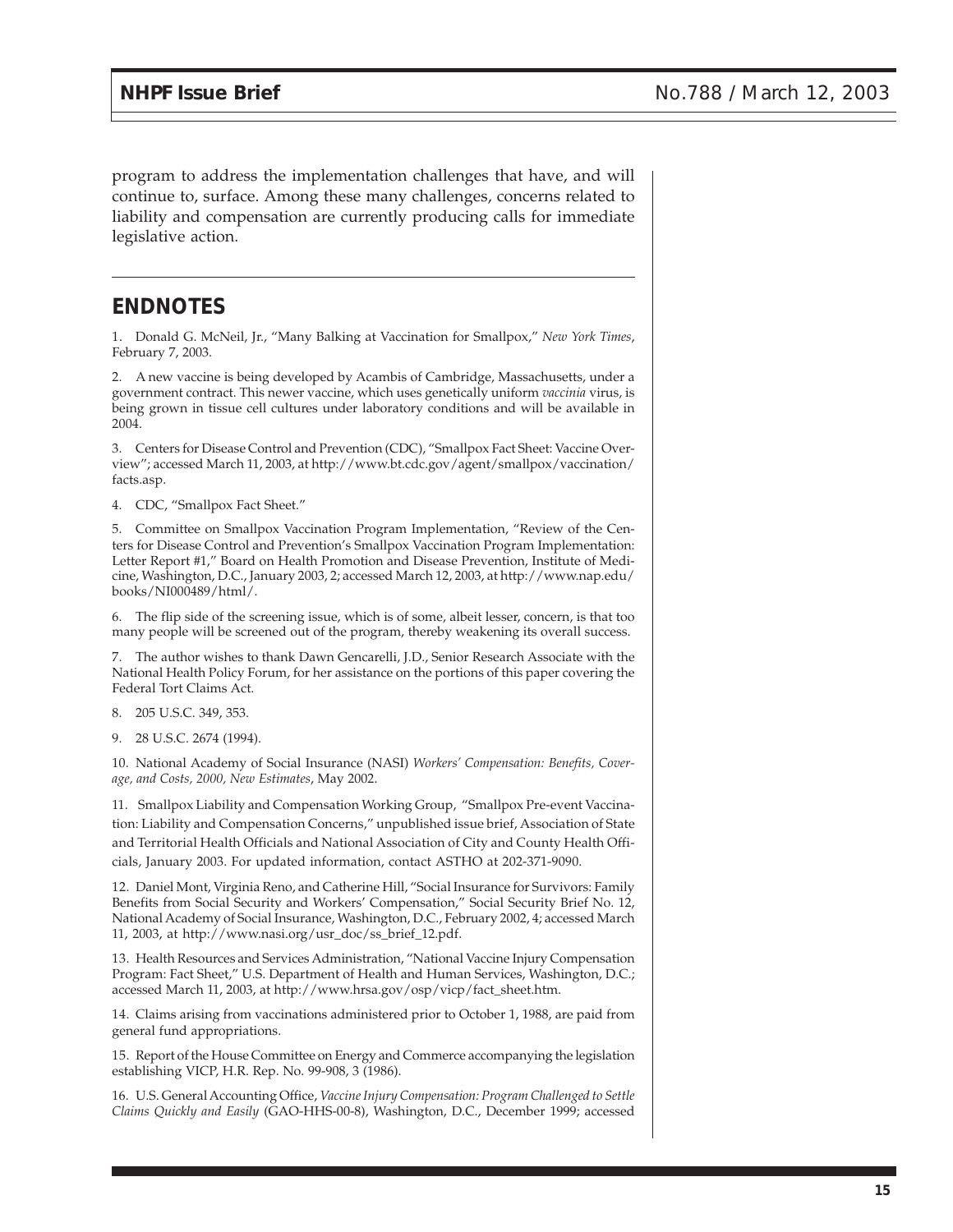program to address the implementation challenges that have, and will continue to, surface. Among these many challenges, concerns related to liability and compensation are currently producing calls for immediate legislative action.

---

## ENDNOTES

1. Donald G. McNeil, Jr., "Many Balking at Vaccination for Smallpox," *New York Times*, February 7, 2003.

2. A new vaccine is being developed by Acambis of Cambridge, Massachusetts, under a government contract. This newer vaccine, which uses genetically uniform *vaccinia* virus, is being grown in tissue cell cultures under laboratory conditions and will be available in 2004.

3. Centers for Disease Control and Prevention (CDC), "Smallpox Fact Sheet: Vaccine Overview"; accessed March 11, 2003, at http://www.bt.cdc.gov/agent/smallpox/vaccination/facts.asp.

4. CDC, "Smallpox Fact Sheet."

5. Committee on Smallpox Vaccination Program Implementation, "Review of the Centers for Disease Control and Prevention's Smallpox Vaccination Program Implementation: Letter Report #1," Board on Health Promotion and Disease Prevention, Institute of Medicine, Washington, D.C., January 2003, 2; accessed March 12, 2003, at http://www.nap.edu/books/NI000489/html/.

6. The flip side of the screening issue, which is of some, albeit lesser, concern, is that too many people will be screened out of the program, thereby weakening its overall success.

7. The author wishes to thank Dawn Gencarelli, J.D., Senior Research Associate with the National Health Policy Forum, for her assistance on the portions of this paper covering the Federal Tort Claims Act.

8. 205 U.S.C. 349, 353.

9. 28 U.S.C. 2674 (1994).

10. National Academy of Social Insurance (NASI) *Workers' Compensation: Benefits, Coverage, and Costs, 2000, New Estimates*, May 2002.

11. Smallpox Liability and Compensation Working Group, "Smallpox Pre-event Vaccination: Liability and Compensation Concerns," unpublished issue brief, Association of State and Territorial Health Officials and National Association of City and County Health Officials, January 2003. For updated information, contact ASTHO at 202-371-9090.

12. Daniel Mont, Virginia Reno, and Catherine Hill, "Social Insurance for Survivors: Family Benefits from Social Security and Workers' Compensation," Social Security Brief No. 12, National Academy of Social Insurance, Washington, D.C., February 2002, 4; accessed March 11, 2003, at http://www.nasi.org/usr_doc/ss_brief_12.pdf.

13. Health Resources and Services Administration, "National Vaccine Injury Compensation Program: Fact Sheet," U.S. Department of Health and Human Services, Washington, D.C.; accessed March 11, 2003, at http://www.hrsa.gov/osp/vicp/fact_sheet.htm.

14. Claims arising from vaccinations administered prior to October 1, 1988, are paid from general fund appropriations.

15. Report of the House Committee on Energy and Commerce accompanying the legislation establishing VICP, H.R. Rep. No. 99-908, 3 (1986).

16. U.S. General Accounting Office, *Vaccine Injury Compensation: Program Challenged to Settle Claims Quickly and Easily* (GAO-HHS-00-8), Washington, D.C., December 1999; accessed